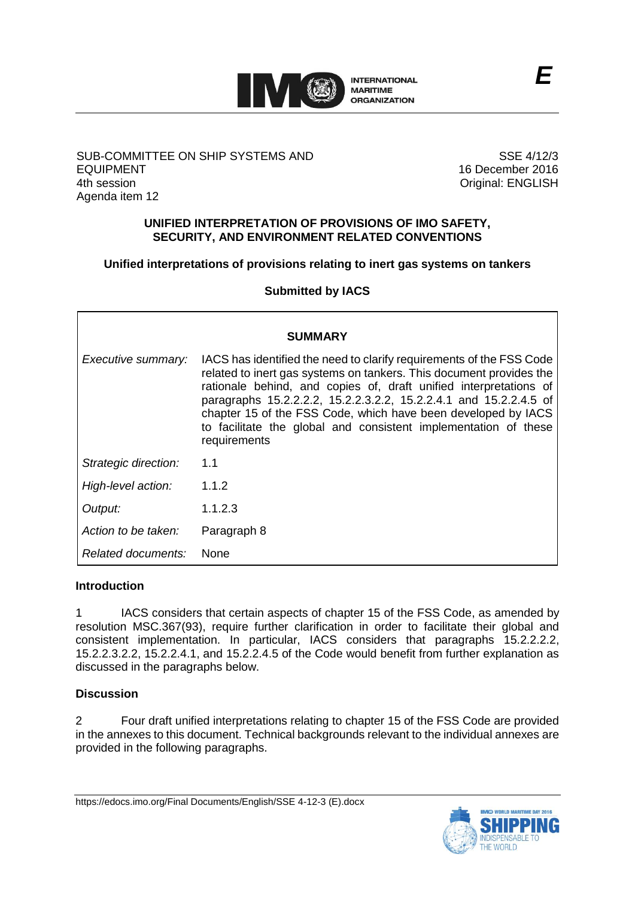SUB-COMMITTEE ON SHIP SYSTEMS AND EQUIPMENT
4th session
Agenda item 12

SSE 4/12/3
16 December 2016
Original: ENGLISH

## UNIFIED INTERPRETATION OF PROVISIONS OF IMO SAFETY, SECURITY, AND ENVIRONMENT RELATED CONVENTIONS

### Unified interpretations of provisions relating to inert gas systems on tankers

**Submitted by IACS**

| SUMMARY | |
|---|---|
| *Executive summary:* | IACS has identified the need to clarify requirements of the FSS Code related to inert gas systems on tankers. This document provides the rationale behind, and copies of, draft unified interpretations of paragraphs 15.2.2.2.2, 15.2.2.3.2.2, 15.2.2.4.1 and 15.2.2.4.5 of chapter 15 of the FSS Code, which have been developed by IACS to facilitate the global and consistent implementation of these requirements |
| *Strategic direction:* | 1.1 |
| *High-level action:* | 1.1.2 |
| *Output:* | 1.1.2.3 |
| *Action to be taken:* | Paragraph 8 |
| *Related documents:* | None |

## Introduction

1 IACS considers that certain aspects of chapter 15 of the FSS Code, as amended by resolution MSC.367(93), require further clarification in order to facilitate their global and consistent implementation. In particular, IACS considers that paragraphs 15.2.2.2.2, 15.2.2.3.2.2, 15.2.2.4.1, and 15.2.2.4.5 of the Code would benefit from further explanation as discussed in the paragraphs below.

## Discussion

2 Four draft unified interpretations relating to chapter 15 of the FSS Code are provided in the annexes to this document. Technical backgrounds relevant to the individual annexes are provided in the following paragraphs.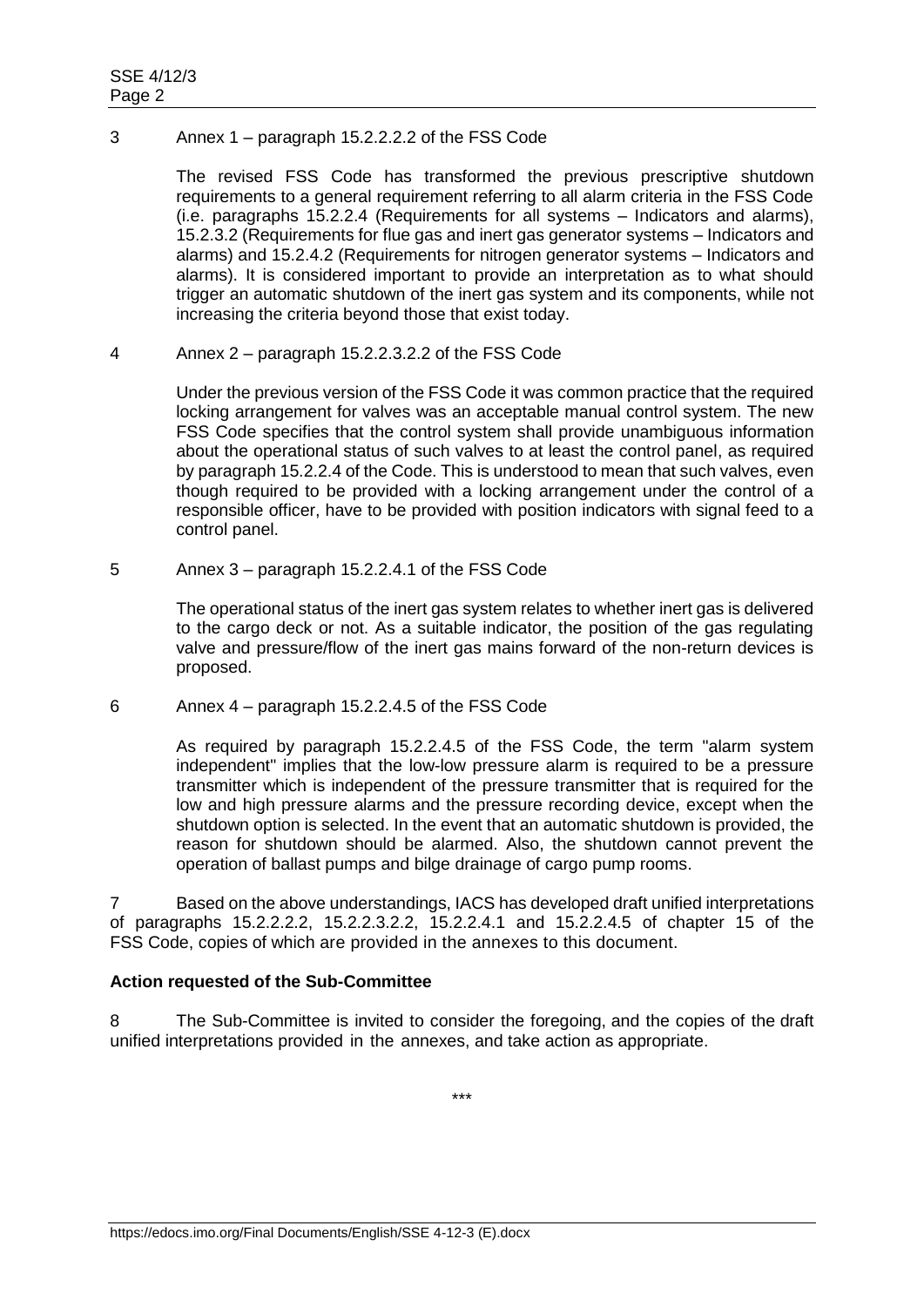3 Annex 1 – paragraph 15.2.2.2.2 of the FSS Code

The revised FSS Code has transformed the previous prescriptive shutdown requirements to a general requirement referring to all alarm criteria in the FSS Code (i.e. paragraphs 15.2.2.4 (Requirements for all systems – Indicators and alarms), 15.2.3.2 (Requirements for flue gas and inert gas generator systems – Indicators and alarms) and 15.2.4.2 (Requirements for nitrogen generator systems – Indicators and alarms). It is considered important to provide an interpretation as to what should trigger an automatic shutdown of the inert gas system and its components, while not increasing the criteria beyond those that exist today.

4 Annex 2 – paragraph 15.2.2.3.2.2 of the FSS Code

Under the previous version of the FSS Code it was common practice that the required locking arrangement for valves was an acceptable manual control system. The new FSS Code specifies that the control system shall provide unambiguous information about the operational status of such valves to at least the control panel, as required by paragraph 15.2.2.4 of the Code. This is understood to mean that such valves, even though required to be provided with a locking arrangement under the control of a responsible officer, have to be provided with position indicators with signal feed to a control panel.

5 Annex 3 – paragraph 15.2.2.4.1 of the FSS Code

The operational status of the inert gas system relates to whether inert gas is delivered to the cargo deck or not. As a suitable indicator, the position of the gas regulating valve and pressure/flow of the inert gas mains forward of the non-return devices is proposed.

6 Annex 4 – paragraph 15.2.2.4.5 of the FSS Code

As required by paragraph 15.2.2.4.5 of the FSS Code, the term "alarm system independent" implies that the low-low pressure alarm is required to be a pressure transmitter which is independent of the pressure transmitter that is required for the low and high pressure alarms and the pressure recording device, except when the shutdown option is selected. In the event that an automatic shutdown is provided, the reason for shutdown should be alarmed. Also, the shutdown cannot prevent the operation of ballast pumps and bilge drainage of cargo pump rooms.

7 Based on the above understandings, IACS has developed draft unified interpretations of paragraphs 15.2.2.2.2, 15.2.2.3.2.2, 15.2.2.4.1 and 15.2.2.4.5 of chapter 15 of the FSS Code, copies of which are provided in the annexes to this document.

**Action requested of the Sub-Committee**

8 The Sub-Committee is invited to consider the foregoing, and the copies of the draft unified interpretations provided in the annexes, and take action as appropriate.

***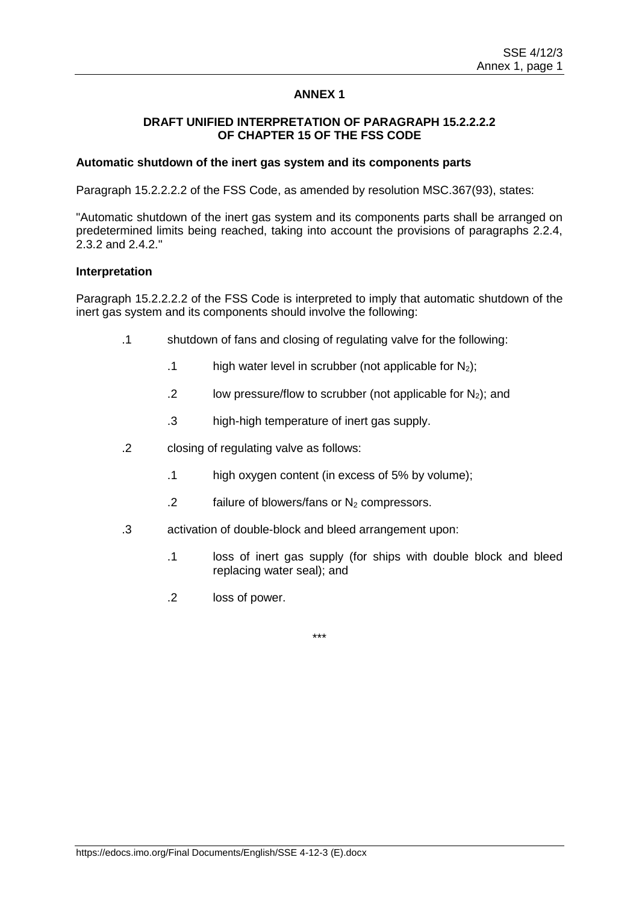# ANNEX 1

## DRAFT UNIFIED INTERPRETATION OF PARAGRAPH 15.2.2.2.2 OF CHAPTER 15 OF THE FSS CODE

**Automatic shutdown of the inert gas system and its components parts**

Paragraph 15.2.2.2.2 of the FSS Code, as amended by resolution MSC.367(93), states:

"Automatic shutdown of the inert gas system and its components parts shall be arranged on predetermined limits being reached, taking into account the provisions of paragraphs 2.2.4, 2.3.2 and 2.4.2."

**Interpretation**

Paragraph 15.2.2.2.2 of the FSS Code is interpreted to imply that automatic shutdown of the inert gas system and its components should involve the following:

.1 shutdown of fans and closing of regulating valve for the following:

  .1 high water level in scrubber (not applicable for $N_2$);

  .2 low pressure/flow to scrubber (not applicable for $N_2$); and

  .3 high-high temperature of inert gas supply.

.2 closing of regulating valve as follows:

  .1 high oxygen content (in excess of 5% by volume);

  .2 failure of blowers/fans or $N_2$ compressors.

.3 activation of double-block and bleed arrangement upon:

  .1 loss of inert gas supply (for ships with double block and bleed replacing water seal); and

  .2 loss of power.

***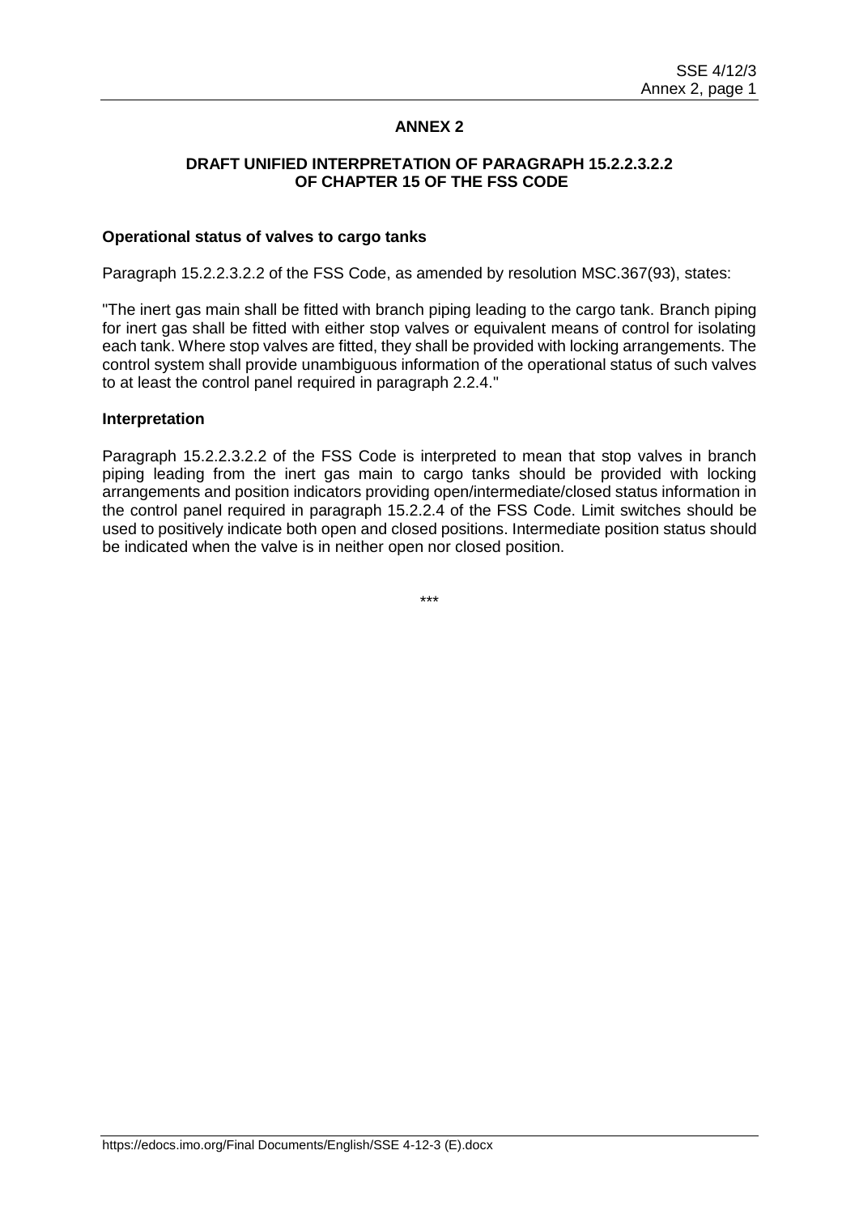# ANNEX 2

## DRAFT UNIFIED INTERPRETATION OF PARAGRAPH 15.2.2.3.2.2 OF CHAPTER 15 OF THE FSS CODE

**Operational status of valves to cargo tanks**

Paragraph 15.2.2.3.2.2 of the FSS Code, as amended by resolution MSC.367(93), states:

"The inert gas main shall be fitted with branch piping leading to the cargo tank. Branch piping for inert gas shall be fitted with either stop valves or equivalent means of control for isolating each tank. Where stop valves are fitted, they shall be provided with locking arrangements. The control system shall provide unambiguous information of the operational status of such valves to at least the control panel required in paragraph 2.2.4."

**Interpretation**

Paragraph 15.2.2.3.2.2 of the FSS Code is interpreted to mean that stop valves in branch piping leading from the inert gas main to cargo tanks should be provided with locking arrangements and position indicators providing open/intermediate/closed status information in the control panel required in paragraph 15.2.2.4 of the FSS Code. Limit switches should be used to positively indicate both open and closed positions. Intermediate position status should be indicated when the valve is in neither open nor closed position.

\*\*\*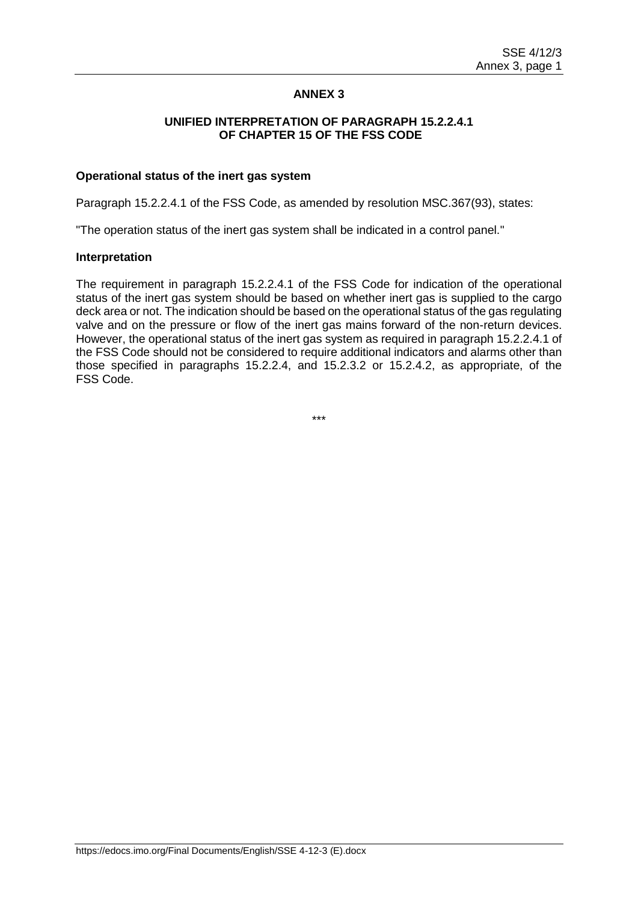# ANNEX 3

## UNIFIED INTERPRETATION OF PARAGRAPH 15.2.2.4.1 OF CHAPTER 15 OF THE FSS CODE

**Operational status of the inert gas system**

Paragraph 15.2.2.4.1 of the FSS Code, as amended by resolution MSC.367(93), states:

"The operation status of the inert gas system shall be indicated in a control panel."

**Interpretation**

The requirement in paragraph 15.2.2.4.1 of the FSS Code for indication of the operational status of the inert gas system should be based on whether inert gas is supplied to the cargo deck area or not. The indication should be based on the operational status of the gas regulating valve and on the pressure or flow of the inert gas mains forward of the non-return devices. However, the operational status of the inert gas system as required in paragraph 15.2.2.4.1 of the FSS Code should not be considered to require additional indicators and alarms other than those specified in paragraphs 15.2.2.4, and 15.2.3.2 or 15.2.4.2, as appropriate, of the FSS Code.

***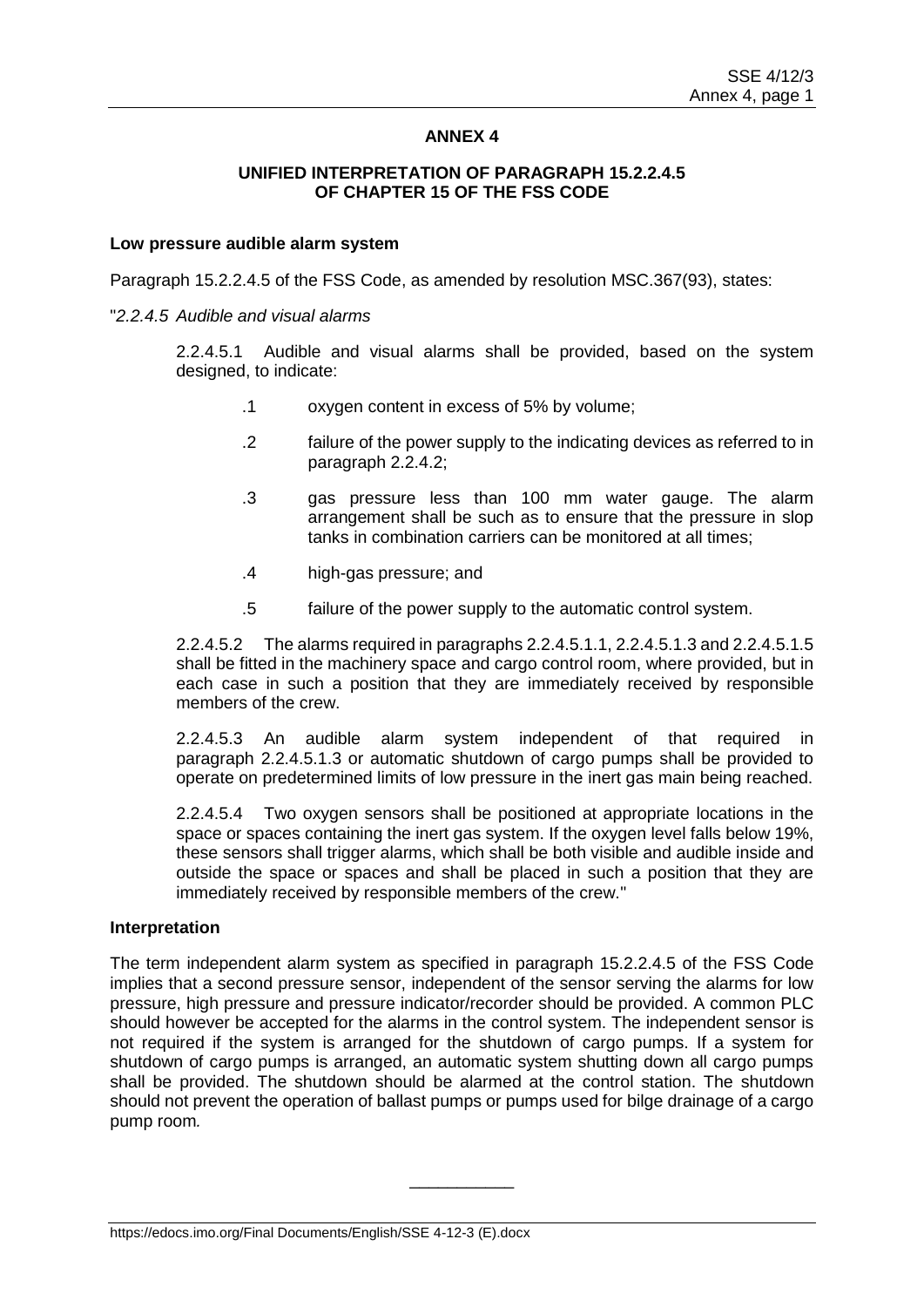# ANNEX 4

## UNIFIED INTERPRETATION OF PARAGRAPH 15.2.2.4.5 OF CHAPTER 15 OF THE FSS CODE

**Low pressure audible alarm system**

Paragraph 15.2.2.4.5 of the FSS Code, as amended by resolution MSC.367(93), states:

"*2.2.4.5 Audible and visual alarms*

> 2.2.4.5.1 Audible and visual alarms shall be provided, based on the system designed, to indicate:
>
> .1 oxygen content in excess of 5% by volume;
>
> .2 failure of the power supply to the indicating devices as referred to in paragraph 2.2.4.2;
>
> .3 gas pressure less than 100 mm water gauge. The alarm arrangement shall be such as to ensure that the pressure in slop tanks in combination carriers can be monitored at all times;
>
> .4 high-gas pressure; and
>
> .5 failure of the power supply to the automatic control system.
>
> 2.2.4.5.2 The alarms required in paragraphs 2.2.4.5.1.1, 2.2.4.5.1.3 and 2.2.4.5.1.5 shall be fitted in the machinery space and cargo control room, where provided, but in each case in such a position that they are immediately received by responsible members of the crew.
>
> 2.2.4.5.3 An audible alarm system independent of that required in paragraph 2.2.4.5.1.3 or automatic shutdown of cargo pumps shall be provided to operate on predetermined limits of low pressure in the inert gas main being reached.
>
> 2.2.4.5.4 Two oxygen sensors shall be positioned at appropriate locations in the space or spaces containing the inert gas system. If the oxygen level falls below 19%, these sensors shall trigger alarms, which shall be both visible and audible inside and outside the space or spaces and shall be placed in such a position that they are immediately received by responsible members of the crew."

**Interpretation**

The term independent alarm system as specified in paragraph 15.2.2.4.5 of the FSS Code implies that a second pressure sensor, independent of the sensor serving the alarms for low pressure, high pressure and pressure indicator/recorder should be provided. A common PLC should however be accepted for the alarms in the control system. The independent sensor is not required if the system is arranged for the shutdown of cargo pumps. If a system for shutdown of cargo pumps is arranged, an automatic system shutting down all cargo pumps shall be provided. The shutdown should be alarmed at the control station. The shutdown should not prevent the operation of ballast pumps or pumps used for bilge drainage of a cargo pump room.

___________